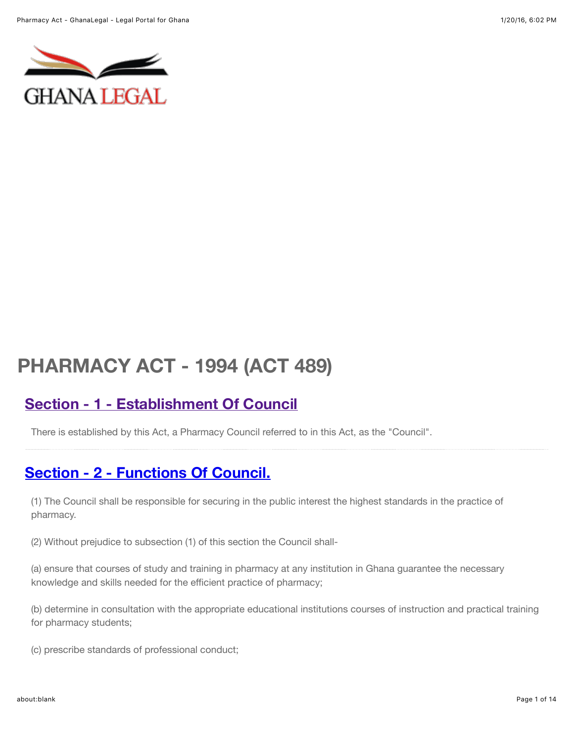# PHARMACY ACT - 1994 (ACT 489)

## Section - 1 - Establishment Of Council

There is established by this Act, a Pharmacy Council referred to in this Act, as the "Council".

## Section - 2 - Functions Of Council.

(1) The Council shall be responsible for securing in the public interest the highest standards in the practice of pharmacy.

(2) Without prejudice to subsection (1) of this section the Council shall-

(a) ensure that courses of study and training in pharmacy at any institution in Ghana guarantee the necessary knowledge and skills needed for the efficient practice of pharmacy;

(b) determine in consultation with the appropriate educational institutions courses of instruction and practical training for pharmacy students;

(c) prescribe standards of professional conduct;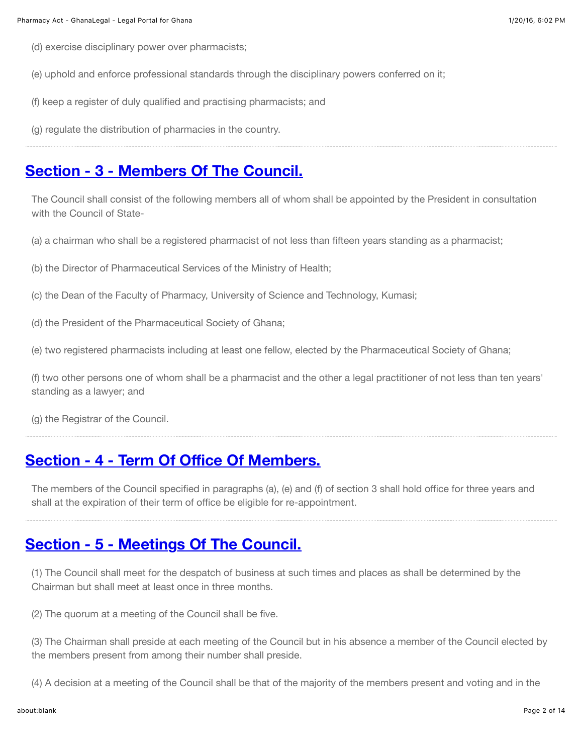(d) exercise disciplinary power over pharmacists;

(e) uphold and enforce professional standards through the disciplinary powers conferred on it;

(f) keep a register of duly qualified and practising pharmacists; and

(g) regulate the distribution of pharmacies in the country.

## Section - 3 - Members Of The Council.

The Council shall consist of the following members all of whom shall be appointed by the President in consultation with the Council of State-

(a) a chairman who shall be a registered pharmacist of not less than fifteen years standing as a pharmacist;

(b) the Director of Pharmaceutical Services of the Ministry of Health;

(c) the Dean of the Faculty of Pharmacy, University of Science and Technology, Kumasi;

(d) the President of the Pharmaceutical Society of Ghana;

(e) two registered pharmacists including at least one fellow, elected by the Pharmaceutical Society of Ghana;

(f) two other persons one of whom shall be a pharmacist and the other a legal practitioner of not less than ten years' standing as a lawyer; and

(g) the Registrar of the Council.

## Section - 4 - Term Of Office Of Members.

The members of the Council specified in paragraphs (a), (e) and (f) of section 3 shall hold office for three years and shall at the expiration of their term of office be eligible for re-appointment.

## Section - 5 - Meetings Of The Council.

(1) The Council shall meet for the despatch of business at such times and places as shall be determined by the Chairman but shall meet at least once in three months.

(2) The quorum at a meeting of the Council shall be five.

(3) The Chairman shall preside at each meeting of the Council but in his absence a member of the Council elected by the members present from among their number shall preside.

(4) A decision at a meeting of the Council shall be that of the majority of the members present and voting and in the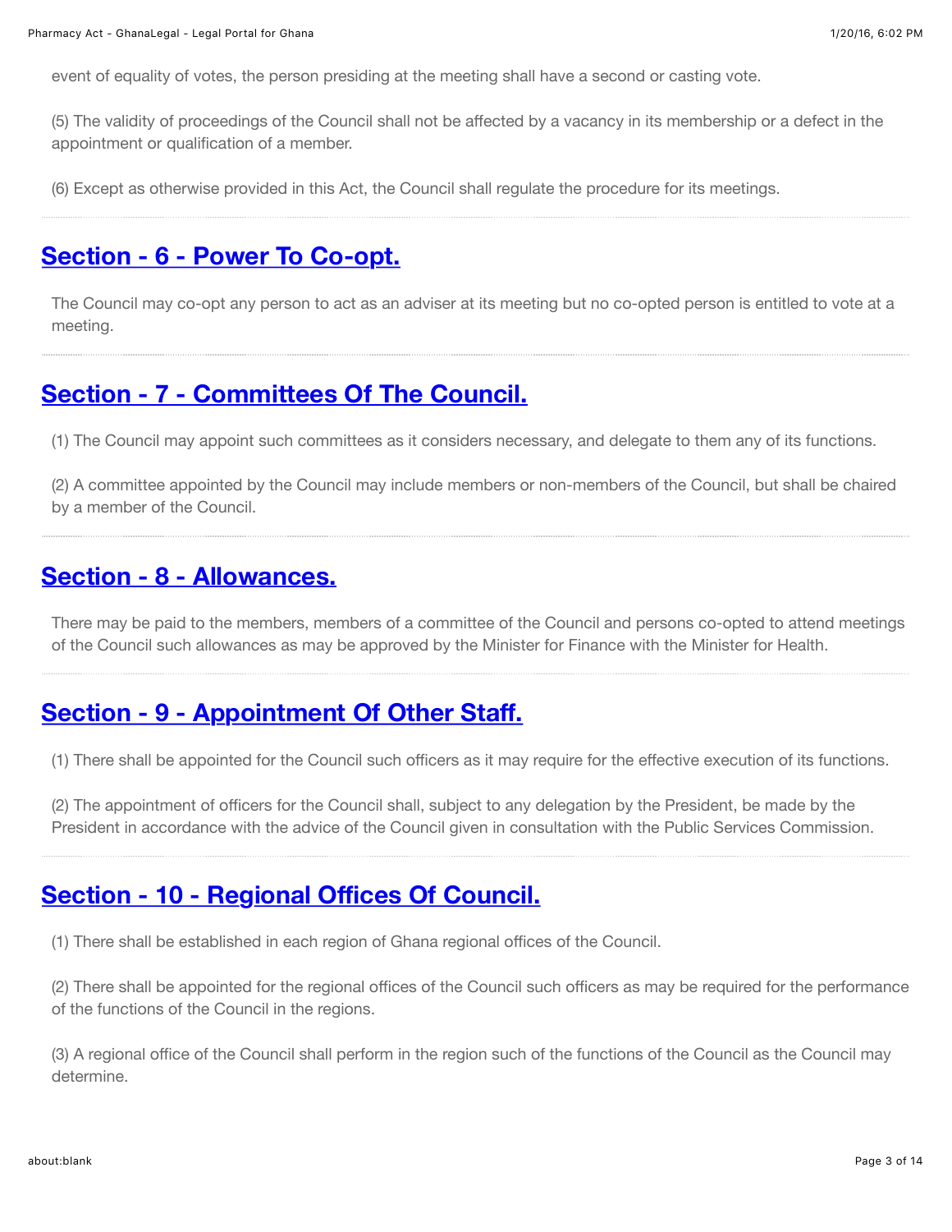event of equality of votes, the person presiding at the meeting shall have a second or casting vote.

(5) The validity of proceedings of the Council shall not be affected by a vacancy in its membership or a defect in the appointment or qualification of a member.

(6) Except as otherwise provided in this Act, the Council shall regulate the procedure for its meetings.

## Section - 6 - Power To Co-opt.

The Council may co-opt any person to act as an adviser at its meeting but no co-opted person is entitled to vote at a meeting.

## Section - 7 - Committees Of The Council.

(1) The Council may appoint such committees as it considers necessary, and delegate to them any of its functions.

(2) A committee appointed by the Council may include members or non-members of the Council, but shall be chaired by a member of the Council.

## Section - 8 - Allowances.

There may be paid to the members, members of a committee of the Council and persons co-opted to attend meetings of the Council such allowances as may be approved by the Minister for Finance with the Minister for Health.

## Section - 9 - Appointment Of Other Staff.

(1) There shall be appointed for the Council such officers as it may require for the effective execution of its functions.

(2) The appointment of officers for the Council shall, subject to any delegation by the President, be made by the President in accordance with the advice of the Council given in consultation with the Public Services Commission.

## Section - 10 - Regional Offices Of Council.

(1) There shall be established in each region of Ghana regional offices of the Council.

(2) There shall be appointed for the regional offices of the Council such officers as may be required for the performance of the functions of the Council in the regions.

(3) A regional office of the Council shall perform in the region such of the functions of the Council as the Council may determine.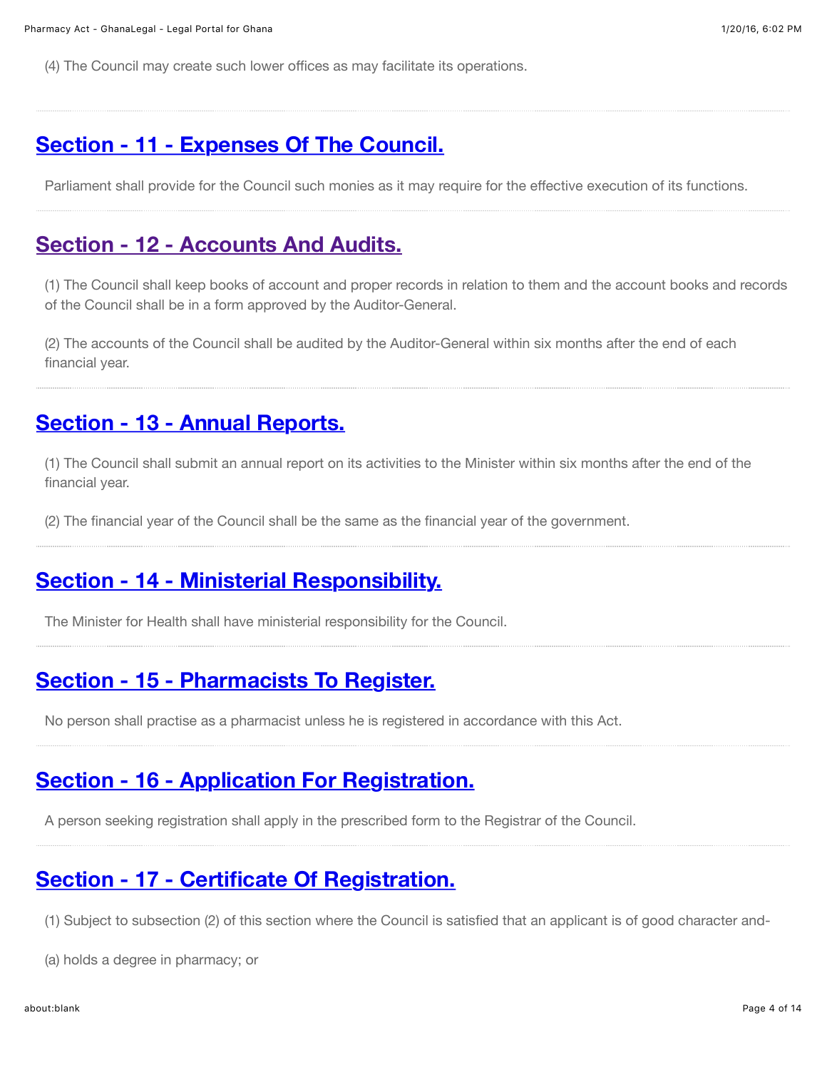(4) The Council may create such lower offices as may facilitate its operations.

## Section - 11 - Expenses Of The Council.

Parliament shall provide for the Council such monies as it may require for the effective execution of its functions.

## Section - 12 - Accounts And Audits.

(1) The Council shall keep books of account and proper records in relation to them and the account books and records of the Council shall be in a form approved by the Auditor-General.

(2) The accounts of the Council shall be audited by the Auditor-General within six months after the end of each financial year.

## Section - 13 - Annual Reports.

(1) The Council shall submit an annual report on its activities to the Minister within six months after the end of the financial year.

(2) The financial year of the Council shall be the same as the financial year of the government.

## Section - 14 - Ministerial Responsibility.

The Minister for Health shall have ministerial responsibility for the Council.

## Section - 15 - Pharmacists To Register.

No person shall practise as a pharmacist unless he is registered in accordance with this Act.

## Section - 16 - Application For Registration.

A person seeking registration shall apply in the prescribed form to the Registrar of the Council.

## Section - 17 - Certificate Of Registration.

(1) Subject to subsection (2) of this section where the Council is satisfied that an applicant is of good character and-

(a) holds a degree in pharmacy; or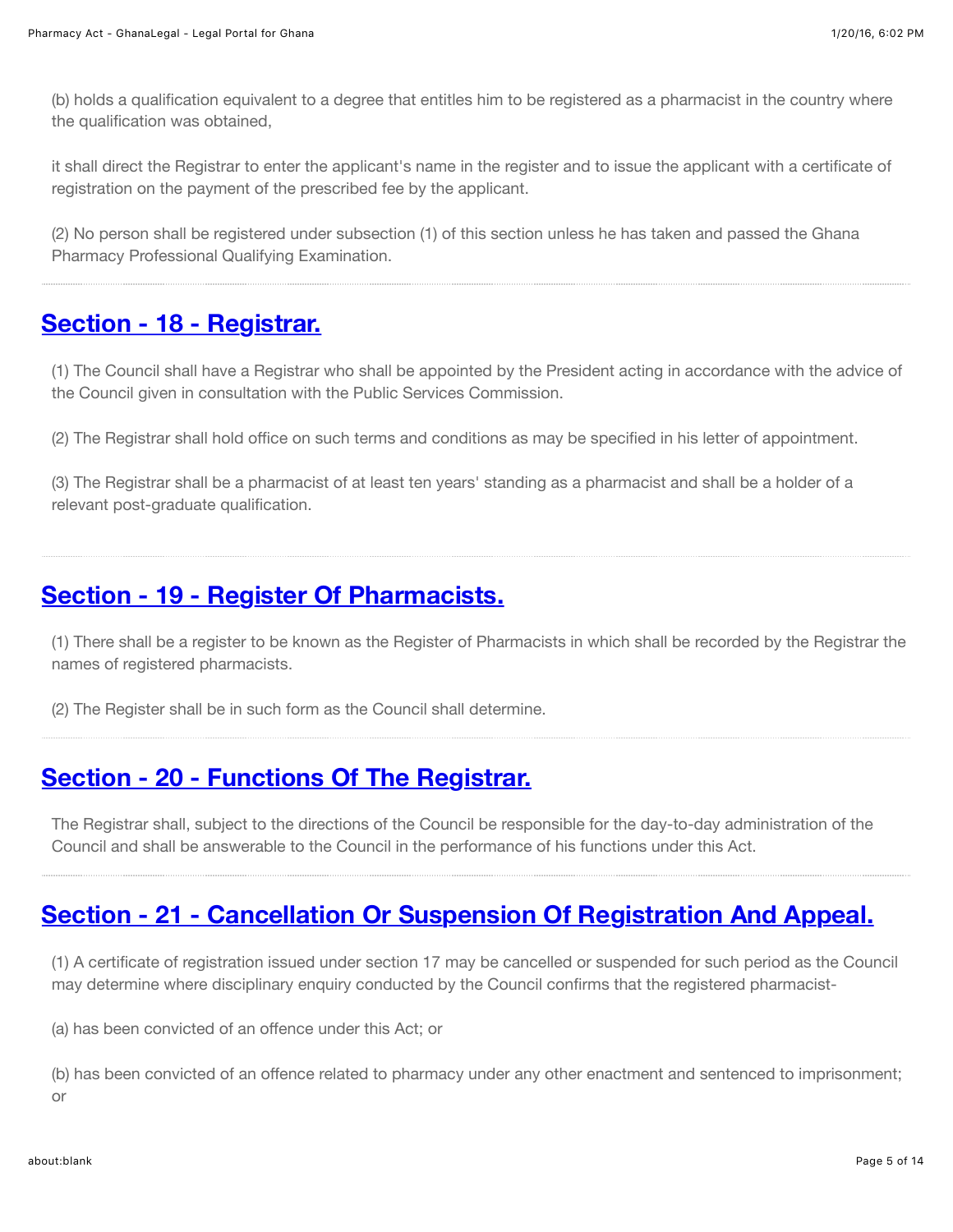(b) holds a qualification equivalent to a degree that entitles him to be registered as a pharmacist in the country where the qualification was obtained,

it shall direct the Registrar to enter the applicant's name in the register and to issue the applicant with a certificate of registration on the payment of the prescribed fee by the applicant.

(2) No person shall be registered under subsection (1) of this section unless he has taken and passed the Ghana Pharmacy Professional Qualifying Examination.

## Section - 18 - Registrar.

(1) The Council shall have a Registrar who shall be appointed by the President acting in accordance with the advice of the Council given in consultation with the Public Services Commission.

(2) The Registrar shall hold office on such terms and conditions as may be specified in his letter of appointment.

(3) The Registrar shall be a pharmacist of at least ten years' standing as a pharmacist and shall be a holder of a relevant post-graduate qualification.

## Section - 19 - Register Of Pharmacists.

(1) There shall be a register to be known as the Register of Pharmacists in which shall be recorded by the Registrar the names of registered pharmacists.

(2) The Register shall be in such form as the Council shall determine.

## Section - 20 - Functions Of The Registrar.

The Registrar shall, subject to the directions of the Council be responsible for the day-to-day administration of the Council and shall be answerable to the Council in the performance of his functions under this Act.

## Section - 21 - Cancellation Or Suspension Of Registration And Appeal.

(1) A certificate of registration issued under section 17 may be cancelled or suspended for such period as the Council may determine where disciplinary enquiry conducted by the Council confirms that the registered pharmacist-

(a) has been convicted of an offence under this Act; or

(b) has been convicted of an offence related to pharmacy under any other enactment and sentenced to imprisonment; or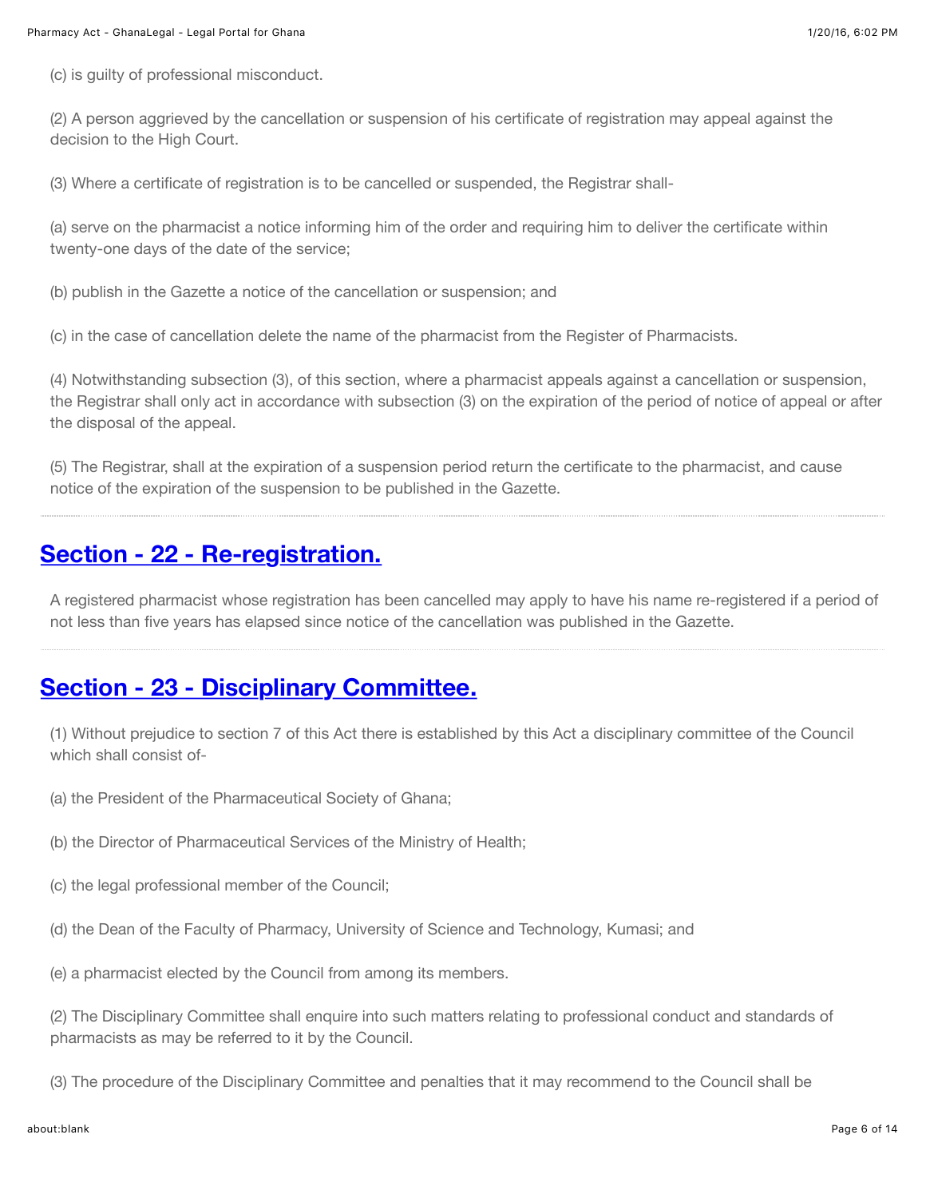(c) is guilty of professional misconduct.

(2) A person aggrieved by the cancellation or suspension of his certificate of registration may appeal against the decision to the High Court.

(3) Where a certificate of registration is to be cancelled or suspended, the Registrar shall-

(a) serve on the pharmacist a notice informing him of the order and requiring him to deliver the certificate within twenty-one days of the date of the service;

(b) publish in the Gazette a notice of the cancellation or suspension; and

(c) in the case of cancellation delete the name of the pharmacist from the Register of Pharmacists.

(4) Notwithstanding subsection (3), of this section, where a pharmacist appeals against a cancellation or suspension, the Registrar shall only act in accordance with subsection (3) on the expiration of the period of notice of appeal or after the disposal of the appeal.

(5) The Registrar, shall at the expiration of a suspension period return the certificate to the pharmacist, and cause notice of the expiration of the suspension to be published in the Gazette.

## Section - 22 - Re-registration.

A registered pharmacist whose registration has been cancelled may apply to have his name re-registered if a period of not less than five years has elapsed since notice of the cancellation was published in the Gazette.

## Section - 23 - Disciplinary Committee.

(1) Without prejudice to section 7 of this Act there is established by this Act a disciplinary committee of the Council which shall consist of-

(a) the President of the Pharmaceutical Society of Ghana;

(b) the Director of Pharmaceutical Services of the Ministry of Health;

(c) the legal professional member of the Council;

(d) the Dean of the Faculty of Pharmacy, University of Science and Technology, Kumasi; and

(e) a pharmacist elected by the Council from among its members.

(2) The Disciplinary Committee shall enquire into such matters relating to professional conduct and standards of pharmacists as may be referred to it by the Council.

(3) The procedure of the Disciplinary Committee and penalties that it may recommend to the Council shall be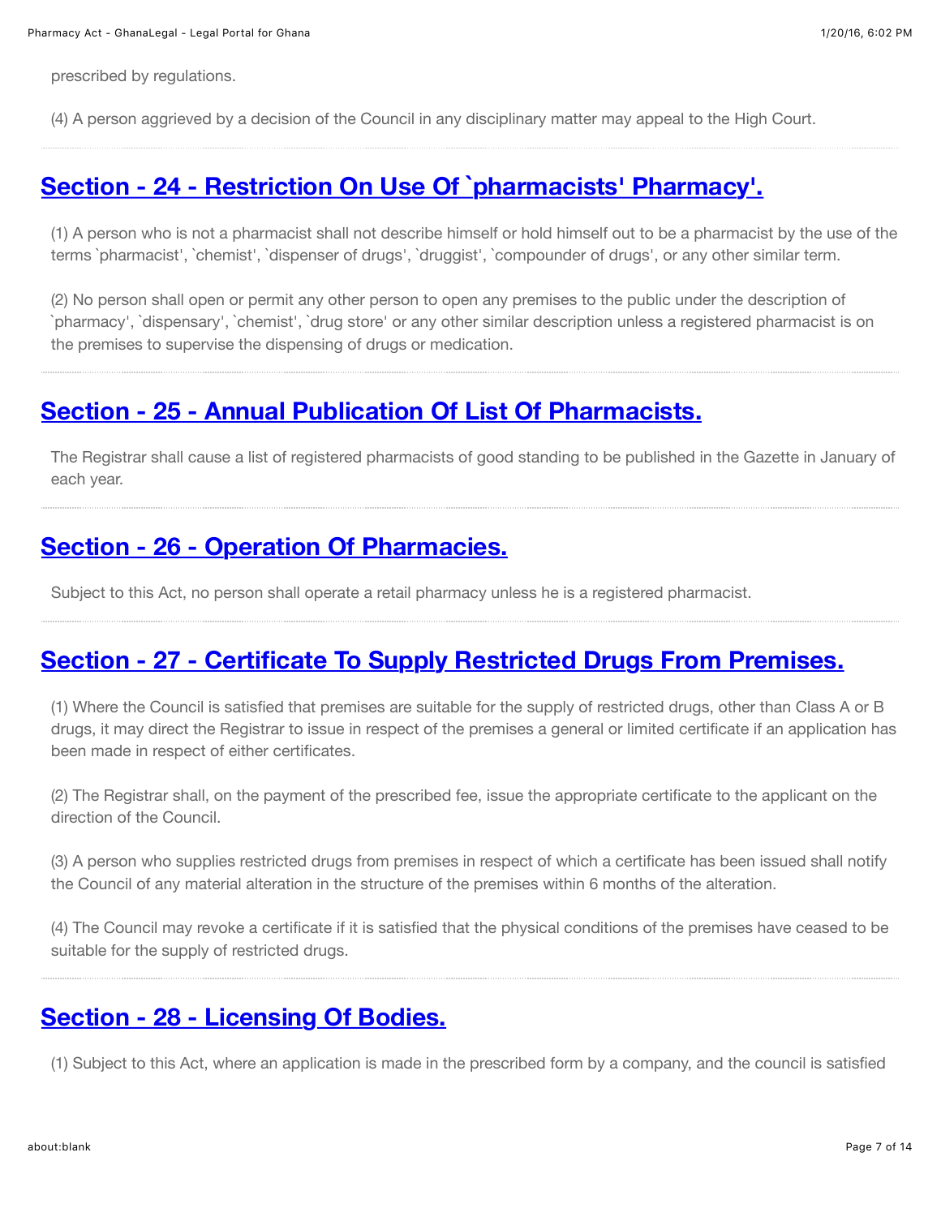prescribed by regulations.

(4) A person aggrieved by a decision of the Council in any disciplinary matter may appeal to the High Court.

## Section - 24 - Restriction On Use Of `pharmacists' Pharmacy'.

(1) A person who is not a pharmacist shall not describe himself or hold himself out to be a pharmacist by the use of the terms `pharmacist', `chemist', `dispenser of drugs', `druggist', `compounder of drugs', or any other similar term.

(2) No person shall open or permit any other person to open any premises to the public under the description of `pharmacy', `dispensary', `chemist', `drug store' or any other similar description unless a registered pharmacist is on the premises to supervise the dispensing of drugs or medication.

## Section - 25 - Annual Publication Of List Of Pharmacists.

The Registrar shall cause a list of registered pharmacists of good standing to be published in the Gazette in January of each year.

## Section - 26 - Operation Of Pharmacies.

Subject to this Act, no person shall operate a retail pharmacy unless he is a registered pharmacist.

## Section - 27 - Certificate To Supply Restricted Drugs From Premises.

(1) Where the Council is satisfied that premises are suitable for the supply of restricted drugs, other than Class A or B drugs, it may direct the Registrar to issue in respect of the premises a general or limited certificate if an application has been made in respect of either certificates.

(2) The Registrar shall, on the payment of the prescribed fee, issue the appropriate certificate to the applicant on the direction of the Council.

(3) A person who supplies restricted drugs from premises in respect of which a certificate has been issued shall notify the Council of any material alteration in the structure of the premises within 6 months of the alteration.

(4) The Council may revoke a certificate if it is satisfied that the physical conditions of the premises have ceased to be suitable for the supply of restricted drugs.

## Section - 28 - Licensing Of Bodies.

(1) Subject to this Act, where an application is made in the prescribed form by a company, and the council is satisfied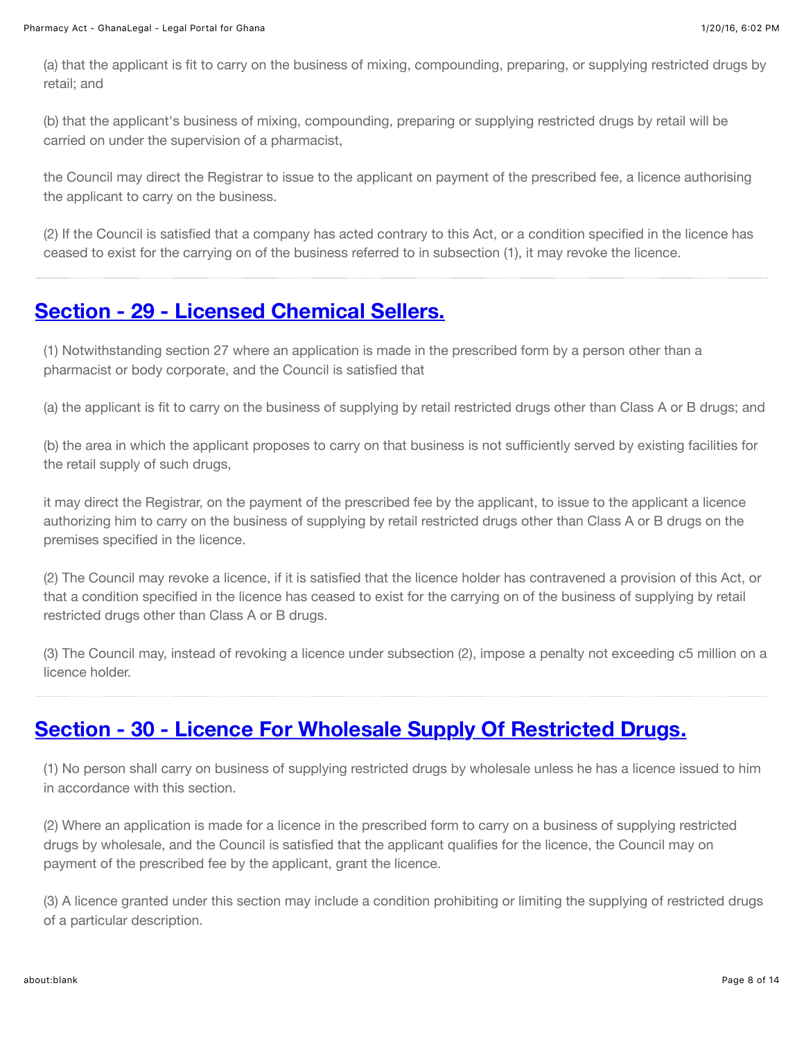(a) that the applicant is fit to carry on the business of mixing, compounding, preparing, or supplying restricted drugs by retail; and

(b) that the applicant's business of mixing, compounding, preparing or supplying restricted drugs by retail will be carried on under the supervision of a pharmacist,

the Council may direct the Registrar to issue to the applicant on payment of the prescribed fee, a licence authorising the applicant to carry on the business.

(2) If the Council is satisfied that a company has acted contrary to this Act, or a condition specified in the licence has ceased to exist for the carrying on of the business referred to in subsection (1), it may revoke the licence.

## Section - 29 - Licensed Chemical Sellers.

(1) Notwithstanding section 27 where an application is made in the prescribed form by a person other than a pharmacist or body corporate, and the Council is satisfied that

(a) the applicant is fit to carry on the business of supplying by retail restricted drugs other than Class A or B drugs; and

(b) the area in which the applicant proposes to carry on that business is not sufficiently served by existing facilities for the retail supply of such drugs,

it may direct the Registrar, on the payment of the prescribed fee by the applicant, to issue to the applicant a licence authorizing him to carry on the business of supplying by retail restricted drugs other than Class A or B drugs on the premises specified in the licence.

(2) The Council may revoke a licence, if it is satisfied that the licence holder has contravened a provision of this Act, or that a condition specified in the licence has ceased to exist for the carrying on of the business of supplying by retail restricted drugs other than Class A or B drugs.

(3) The Council may, instead of revoking a licence under subsection (2), impose a penalty not exceeding c5 million on a licence holder.

## Section - 30 - Licence For Wholesale Supply Of Restricted Drugs.

(1) No person shall carry on business of supplying restricted drugs by wholesale unless he has a licence issued to him in accordance with this section.

(2) Where an application is made for a licence in the prescribed form to carry on a business of supplying restricted drugs by wholesale, and the Council is satisfied that the applicant qualifies for the licence, the Council may on payment of the prescribed fee by the applicant, grant the licence.

(3) A licence granted under this section may include a condition prohibiting or limiting the supplying of restricted drugs of a particular description.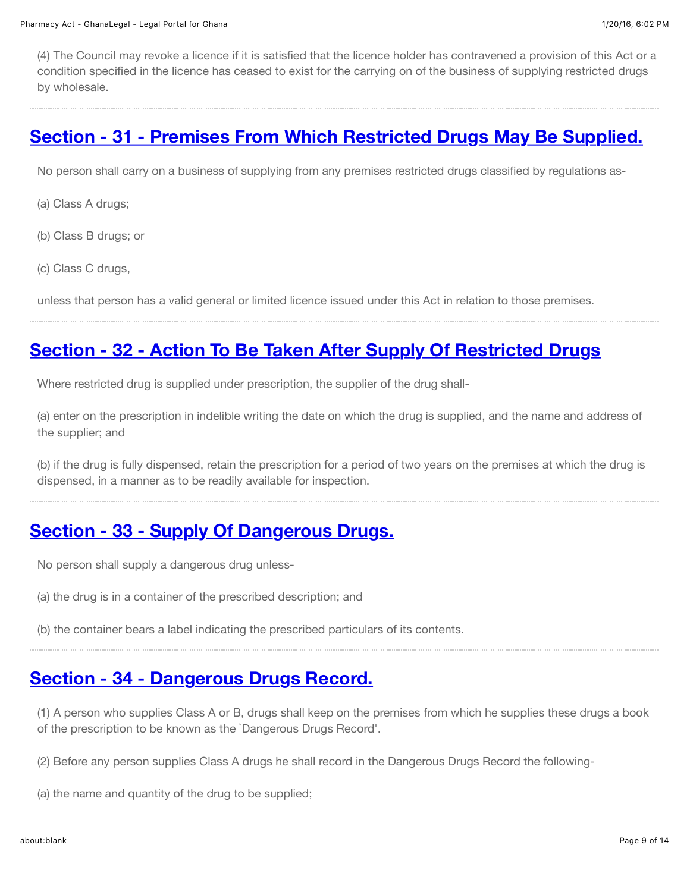(4) The Council may revoke a licence if it is satisfied that the licence holder has contravened a provision of this Act or a condition specified in the licence has ceased to exist for the carrying on of the business of supplying restricted drugs by wholesale.

## Section - 31 - Premises From Which Restricted Drugs May Be Supplied.

No person shall carry on a business of supplying from any premises restricted drugs classified by regulations as-

(a) Class A drugs;

(b) Class B drugs; or

(c) Class C drugs,

unless that person has a valid general or limited licence issued under this Act in relation to those premises.

## Section - 32 - Action To Be Taken After Supply Of Restricted Drugs

Where restricted drug is supplied under prescription, the supplier of the drug shall-

(a) enter on the prescription in indelible writing the date on which the drug is supplied, and the name and address of the supplier; and

(b) if the drug is fully dispensed, retain the prescription for a period of two years on the premises at which the drug is dispensed, in a manner as to be readily available for inspection.

## Section - 33 - Supply Of Dangerous Drugs.

No person shall supply a dangerous drug unless-

(a) the drug is in a container of the prescribed description; and

(b) the container bears a label indicating the prescribed particulars of its contents.

## Section - 34 - Dangerous Drugs Record.

(1) A person who supplies Class A or B, drugs shall keep on the premises from which he supplies these drugs a book of the prescription to be known as the `Dangerous Drugs Record'.

(2) Before any person supplies Class A drugs he shall record in the Dangerous Drugs Record the following-

(a) the name and quantity of the drug to be supplied;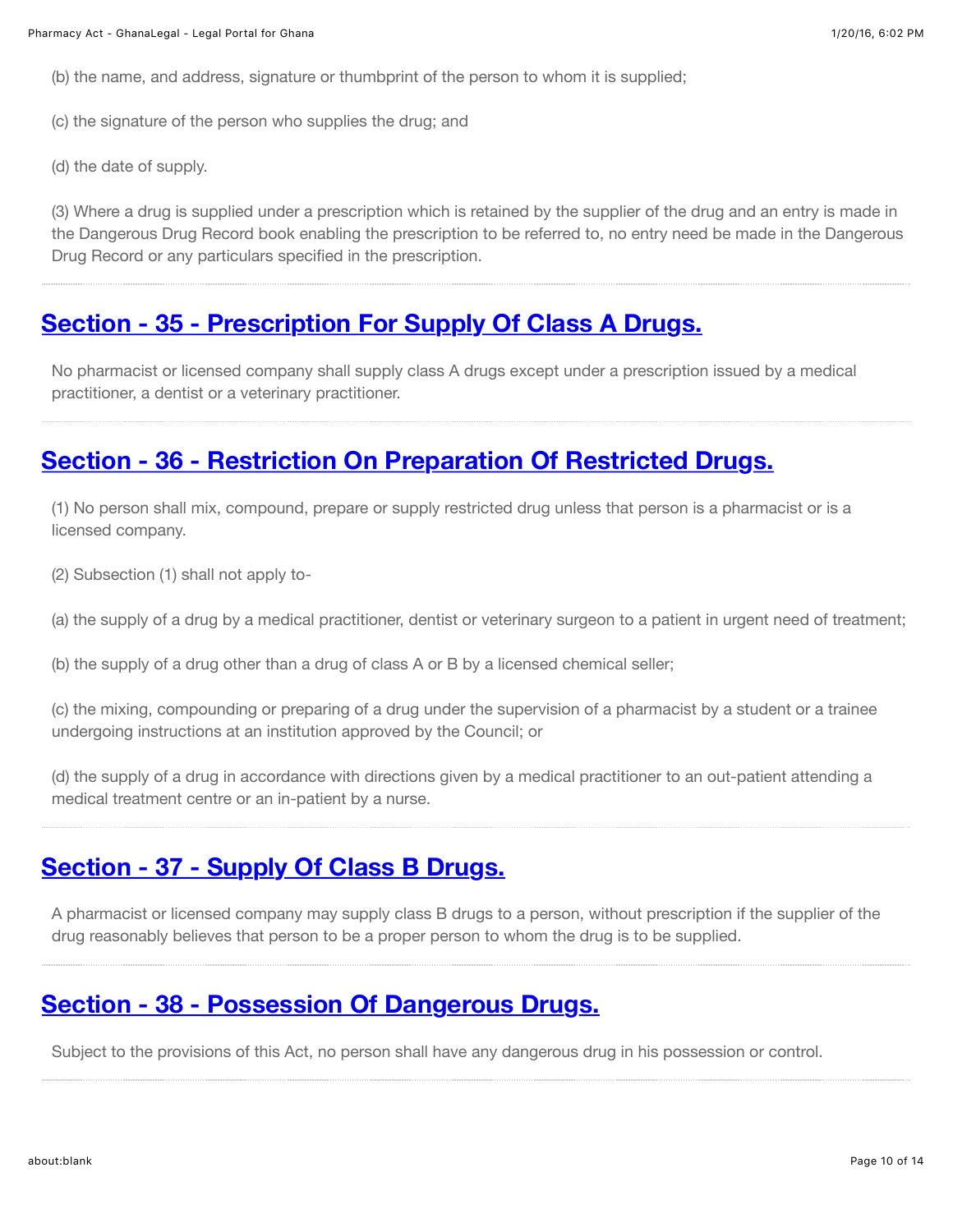(b) the name, and address, signature or thumbprint of the person to whom it is supplied;

(c) the signature of the person who supplies the drug; and

(d) the date of supply.

(3) Where a drug is supplied under a prescription which is retained by the supplier of the drug and an entry is made in the Dangerous Drug Record book enabling the prescription to be referred to, no entry need be made in the Dangerous Drug Record or any particulars specified in the prescription.

## Section - 35 - Prescription For Supply Of Class A Drugs.

No pharmacist or licensed company shall supply class A drugs except under a prescription issued by a medical practitioner, a dentist or a veterinary practitioner.

## Section - 36 - Restriction On Preparation Of Restricted Drugs.

(1) No person shall mix, compound, prepare or supply restricted drug unless that person is a pharmacist or is a licensed company.

(2) Subsection (1) shall not apply to-

(a) the supply of a drug by a medical practitioner, dentist or veterinary surgeon to a patient in urgent need of treatment;

(b) the supply of a drug other than a drug of class A or B by a licensed chemical seller;

(c) the mixing, compounding or preparing of a drug under the supervision of a pharmacist by a student or a trainee undergoing instructions at an institution approved by the Council; or

(d) the supply of a drug in accordance with directions given by a medical practitioner to an out-patient attending a medical treatment centre or an in-patient by a nurse.

## Section - 37 - Supply Of Class B Drugs.

A pharmacist or licensed company may supply class B drugs to a person, without prescription if the supplier of the drug reasonably believes that person to be a proper person to whom the drug is to be supplied.

## Section - 38 - Possession Of Dangerous Drugs.

Subject to the provisions of this Act, no person shall have any dangerous drug in his possession or control.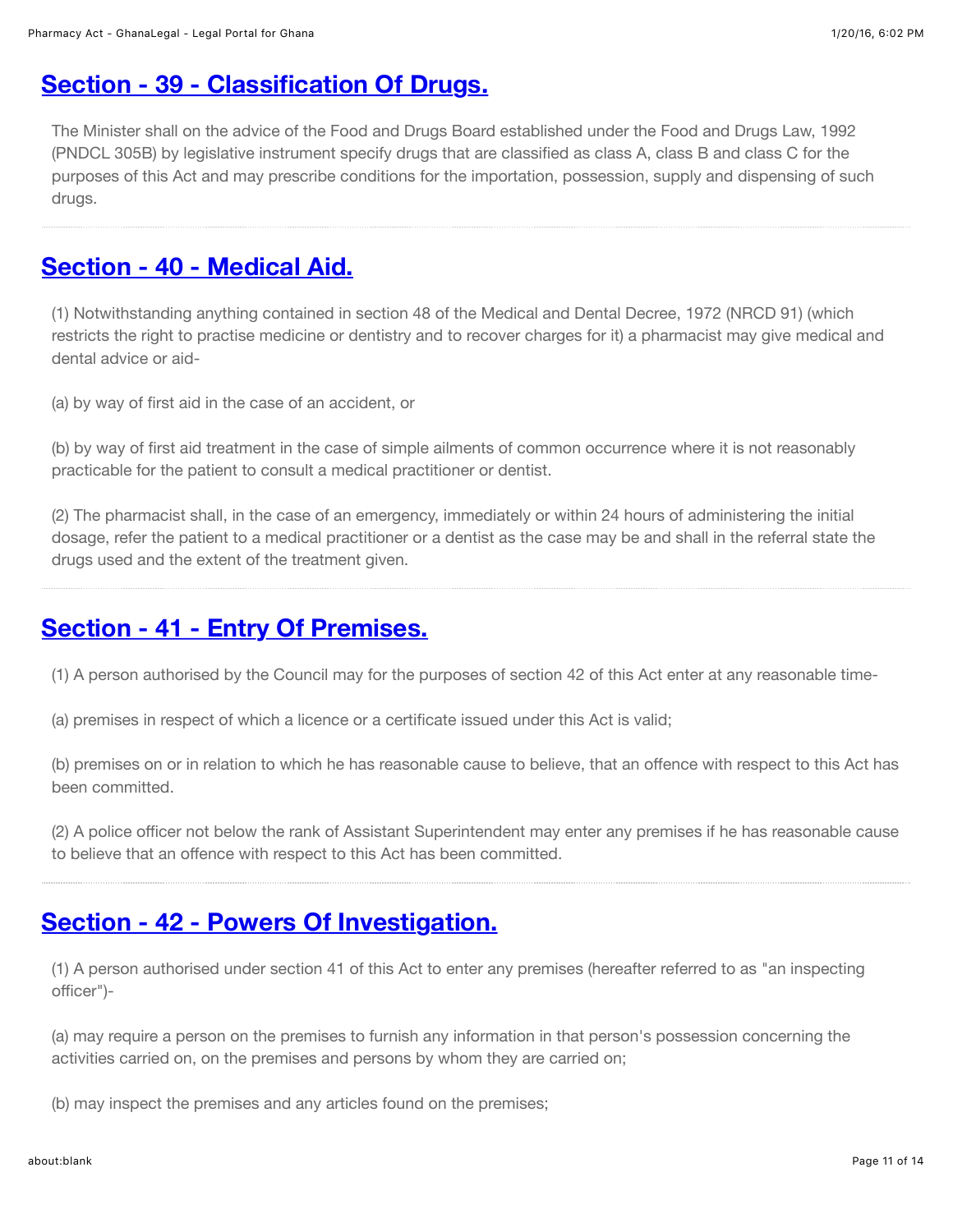## Section - 39 - Classification Of Drugs.

The Minister shall on the advice of the Food and Drugs Board established under the Food and Drugs Law, 1992 (PNDCL 305B) by legislative instrument specify drugs that are classified as class A, class B and class C for the purposes of this Act and may prescribe conditions for the importation, possession, supply and dispensing of such drugs.

## Section - 40 - Medical Aid.

(1) Notwithstanding anything contained in section 48 of the Medical and Dental Decree, 1972 (NRCD 91) (which restricts the right to practise medicine or dentistry and to recover charges for it) a pharmacist may give medical and dental advice or aid-

(a) by way of first aid in the case of an accident, or

(b) by way of first aid treatment in the case of simple ailments of common occurrence where it is not reasonably practicable for the patient to consult a medical practitioner or dentist.

(2) The pharmacist shall, in the case of an emergency, immediately or within 24 hours of administering the initial dosage, refer the patient to a medical practitioner or a dentist as the case may be and shall in the referral state the drugs used and the extent of the treatment given.

## Section - 41 - Entry Of Premises.

(1) A person authorised by the Council may for the purposes of section 42 of this Act enter at any reasonable time-

(a) premises in respect of which a licence or a certificate issued under this Act is valid;

(b) premises on or in relation to which he has reasonable cause to believe, that an offence with respect to this Act has been committed.

(2) A police officer not below the rank of Assistant Superintendent may enter any premises if he has reasonable cause to believe that an offence with respect to this Act has been committed.

## Section - 42 - Powers Of Investigation.

(1) A person authorised under section 41 of this Act to enter any premises (hereafter referred to as "an inspecting officer")-

(a) may require a person on the premises to furnish any information in that person's possession concerning the activities carried on, on the premises and persons by whom they are carried on;

(b) may inspect the premises and any articles found on the premises;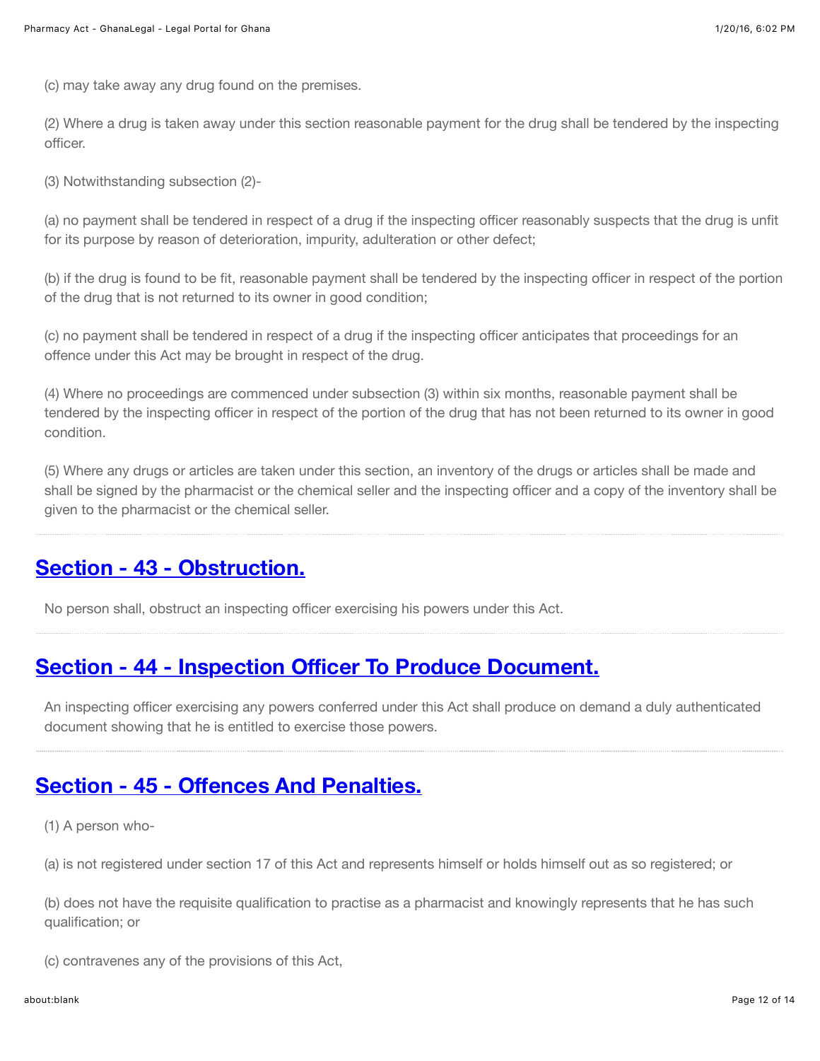(c) may take away any drug found on the premises.

(2) Where a drug is taken away under this section reasonable payment for the drug shall be tendered by the inspecting officer.

(3) Notwithstanding subsection (2)-

(a) no payment shall be tendered in respect of a drug if the inspecting officer reasonably suspects that the drug is unfit for its purpose by reason of deterioration, impurity, adulteration or other defect;

(b) if the drug is found to be fit, reasonable payment shall be tendered by the inspecting officer in respect of the portion of the drug that is not returned to its owner in good condition;

(c) no payment shall be tendered in respect of a drug if the inspecting officer anticipates that proceedings for an offence under this Act may be brought in respect of the drug.

(4) Where no proceedings are commenced under subsection (3) within six months, reasonable payment shall be tendered by the inspecting officer in respect of the portion of the drug that has not been returned to its owner in good condition.

(5) Where any drugs or articles are taken under this section, an inventory of the drugs or articles shall be made and shall be signed by the pharmacist or the chemical seller and the inspecting officer and a copy of the inventory shall be given to the pharmacist or the chemical seller.

## Section - 43 - Obstruction.

No person shall, obstruct an inspecting officer exercising his powers under this Act.

## Section - 44 - Inspection Officer To Produce Document.

An inspecting officer exercising any powers conferred under this Act shall produce on demand a duly authenticated document showing that he is entitled to exercise those powers.

## Section - 45 - Offences And Penalties.

(1) A person who-

(a) is not registered under section 17 of this Act and represents himself or holds himself out as so registered; or

(b) does not have the requisite qualification to practise as a pharmacist and knowingly represents that he has such qualification; or

(c) contravenes any of the provisions of this Act,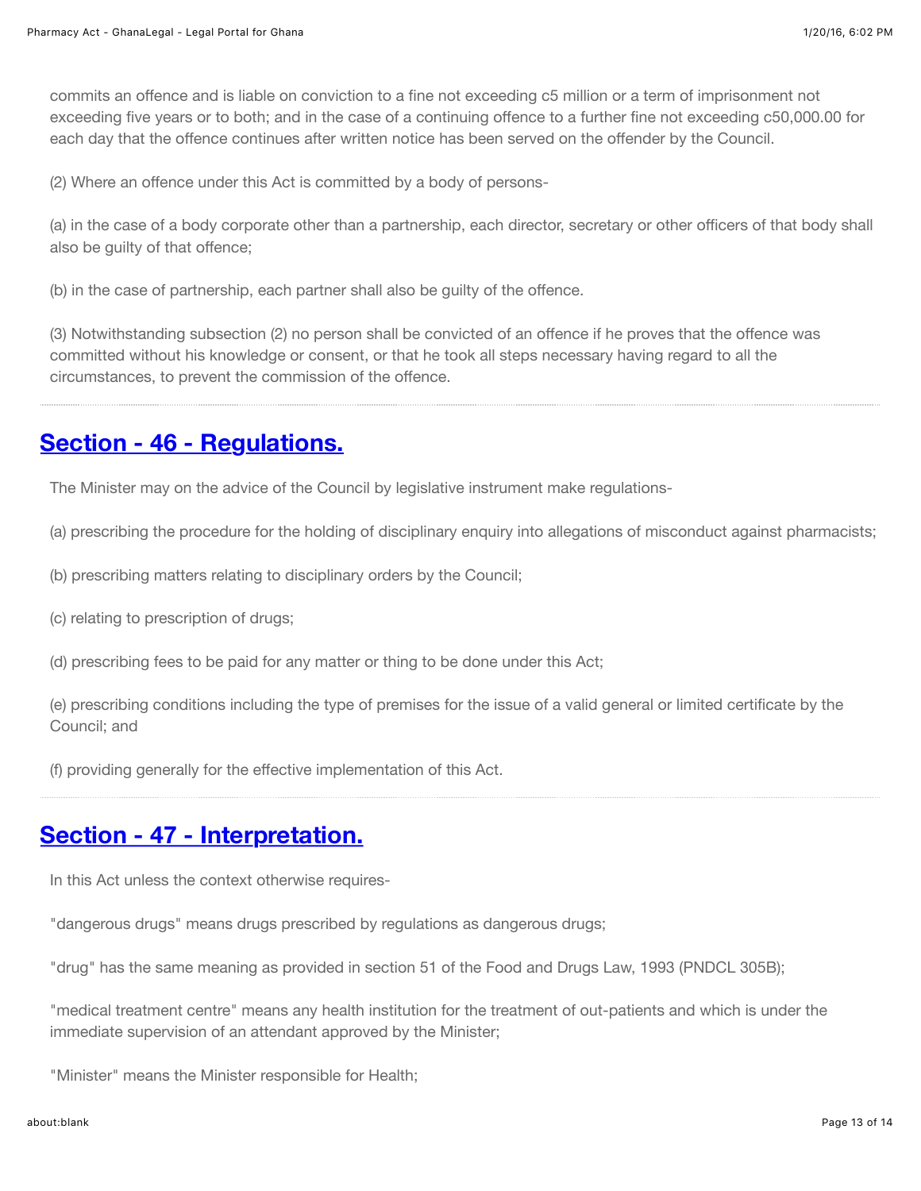commits an offence and is liable on conviction to a fine not exceeding c5 million or a term of imprisonment not exceeding five years or to both; and in the case of a continuing offence to a further fine not exceeding c50,000.00 for each day that the offence continues after written notice has been served on the offender by the Council.

(2) Where an offence under this Act is committed by a body of persons-

(a) in the case of a body corporate other than a partnership, each director, secretary or other officers of that body shall also be guilty of that offence;

(b) in the case of partnership, each partner shall also be guilty of the offence.

(3) Notwithstanding subsection (2) no person shall be convicted of an offence if he proves that the offence was committed without his knowledge or consent, or that he took all steps necessary having regard to all the circumstances, to prevent the commission of the offence.

## Section - 46 - Regulations.

The Minister may on the advice of the Council by legislative instrument make regulations-

(a) prescribing the procedure for the holding of disciplinary enquiry into allegations of misconduct against pharmacists;

(b) prescribing matters relating to disciplinary orders by the Council;

(c) relating to prescription of drugs;

(d) prescribing fees to be paid for any matter or thing to be done under this Act;

(e) prescribing conditions including the type of premises for the issue of a valid general or limited certificate by the Council; and

(f) providing generally for the effective implementation of this Act.

## Section - 47 - Interpretation.

In this Act unless the context otherwise requires-

"dangerous drugs" means drugs prescribed by regulations as dangerous drugs;

"drug" has the same meaning as provided in section 51 of the Food and Drugs Law, 1993 (PNDCL 305B);

"medical treatment centre" means any health institution for the treatment of out-patients and which is under the immediate supervision of an attendant approved by the Minister;

"Minister" means the Minister responsible for Health;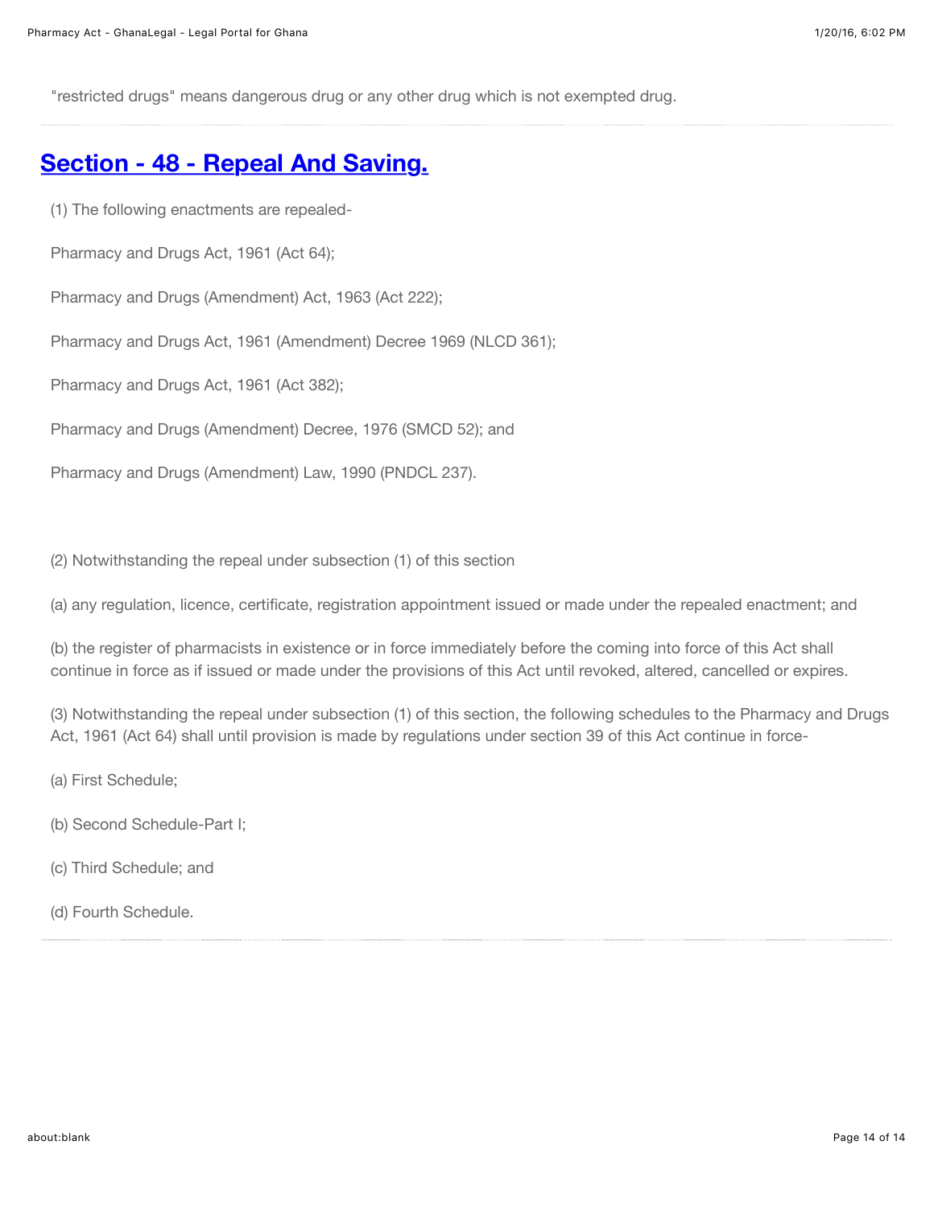"restricted drugs" means dangerous drug or any other drug which is not exempted drug.

## Section - 48 - Repeal And Saving.

(1) The following enactments are repealed-

Pharmacy and Drugs Act, 1961 (Act 64);

Pharmacy and Drugs (Amendment) Act, 1963 (Act 222);

Pharmacy and Drugs Act, 1961 (Amendment) Decree 1969 (NLCD 361);

Pharmacy and Drugs Act, 1961 (Act 382);

Pharmacy and Drugs (Amendment) Decree, 1976 (SMCD 52); and

Pharmacy and Drugs (Amendment) Law, 1990 (PNDCL 237).

(2) Notwithstanding the repeal under subsection (1) of this section

(a) any regulation, licence, certificate, registration appointment issued or made under the repealed enactment; and

(b) the register of pharmacists in existence or in force immediately before the coming into force of this Act shall continue in force as if issued or made under the provisions of this Act until revoked, altered, cancelled or expires.

(3) Notwithstanding the repeal under subsection (1) of this section, the following schedules to the Pharmacy and Drugs Act, 1961 (Act 64) shall until provision is made by regulations under section 39 of this Act continue in force-

(a) First Schedule;

(b) Second Schedule-Part I;

(c) Third Schedule; and

(d) Fourth Schedule.